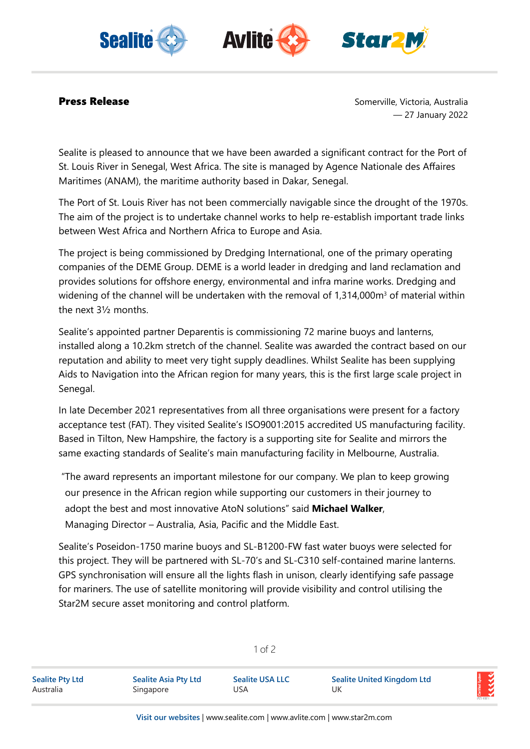**Press Release**

Somerville, Victoria, Australia
— 27 January 2022

Sealite is pleased to announce that we have been awarded a significant contract for the Port of St. Louis River in Senegal, West Africa. The site is managed by Agence Nationale des Affaires Maritimes (ANAM), the maritime authority based in Dakar, Senegal.

The Port of St. Louis River has not been commercially navigable since the drought of the 1970s. The aim of the project is to undertake channel works to help re-establish important trade links between West Africa and Northern Africa to Europe and Asia.

The project is being commissioned by Dredging International, one of the primary operating companies of the DEME Group. DEME is a world leader in dredging and land reclamation and provides solutions for offshore energy, environmental and infra marine works. Dredging and widening of the channel will be undertaken with the removal of 1,314,000$m^3$ of material within the next 3½ months.

Sealite's appointed partner Deparentis is commissioning 72 marine buoys and lanterns, installed along a 10.2km stretch of the channel. Sealite was awarded the contract based on our reputation and ability to meet very tight supply deadlines. Whilst Sealite has been supplying Aids to Navigation into the African region for many years, this is the first large scale project in Senegal.

In late December 2021 representatives from all three organisations were present for a factory acceptance test (FAT). They visited Sealite's ISO9001:2015 accredited US manufacturing facility. Based in Tilton, New Hampshire, the factory is a supporting site for Sealite and mirrors the same exacting standards of Sealite's main manufacturing facility in Melbourne, Australia.

"The award represents an important milestone for our company. We plan to keep growing our presence in the African region while supporting our customers in their journey to adopt the best and most innovative AtoN solutions" said **Michael Walker**, Managing Director – Australia, Asia, Pacific and the Middle East.

Sealite's Poseidon-1750 marine buoys and SL-B1200-FW fast water buoys were selected for this project. They will be partnered with SL-70's and SL-C310 self-contained marine lanterns. GPS synchronisation will ensure all the lights flash in unison, clearly identifying safe passage for mariners. The use of satellite monitoring will provide visibility and control utilising the Star2M secure asset monitoring and control platform.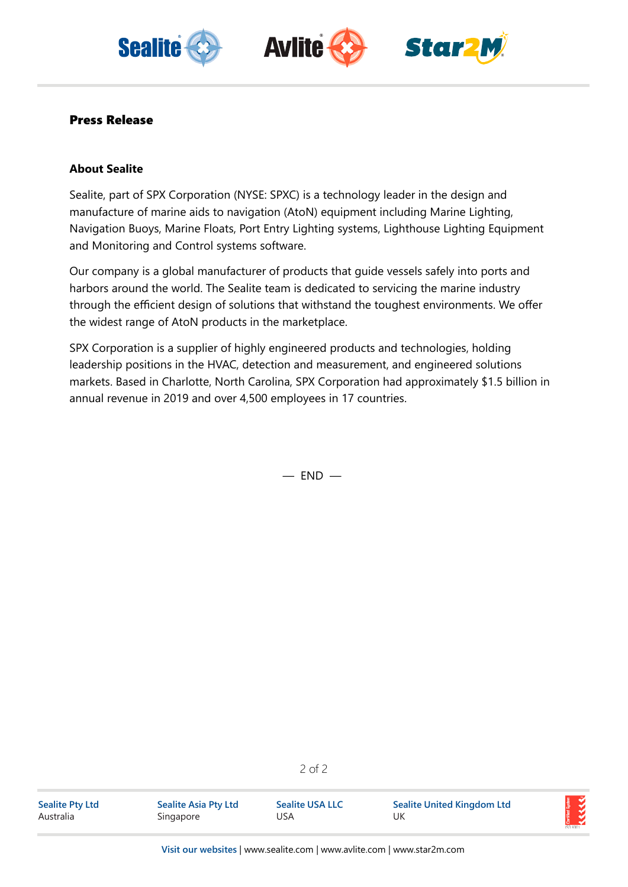**Press Release**

### About Sealite

Sealite, part of SPX Corporation (NYSE: SPXC) is a technology leader in the design and manufacture of marine aids to navigation (AtoN) equipment including Marine Lighting, Navigation Buoys, Marine Floats, Port Entry Lighting systems, Lighthouse Lighting Equipment and Monitoring and Control systems software.

Our company is a global manufacturer of products that guide vessels safely into ports and harbors around the world. The Sealite team is dedicated to servicing the marine industry through the efficient design of solutions that withstand the toughest environments. We offer the widest range of AtoN products in the marketplace.

SPX Corporation is a supplier of highly engineered products and technologies, holding leadership positions in the HVAC, detection and measurement, and engineered solutions markets. Based in Charlotte, North Carolina, SPX Corporation had approximately $1.5 billion in annual revenue in 2019 and over 4,500 employees in 17 countries.

— END —

**Sealite Pty Ltd**
Australia

**Sealite Asia Pty Ltd**
Singapore

**Sealite USA LLC**
USA

**Sealite United Kingdom Ltd**
UK

**Visit our websites** | www.sealite.com | www.avlite.com | www.star2m.com